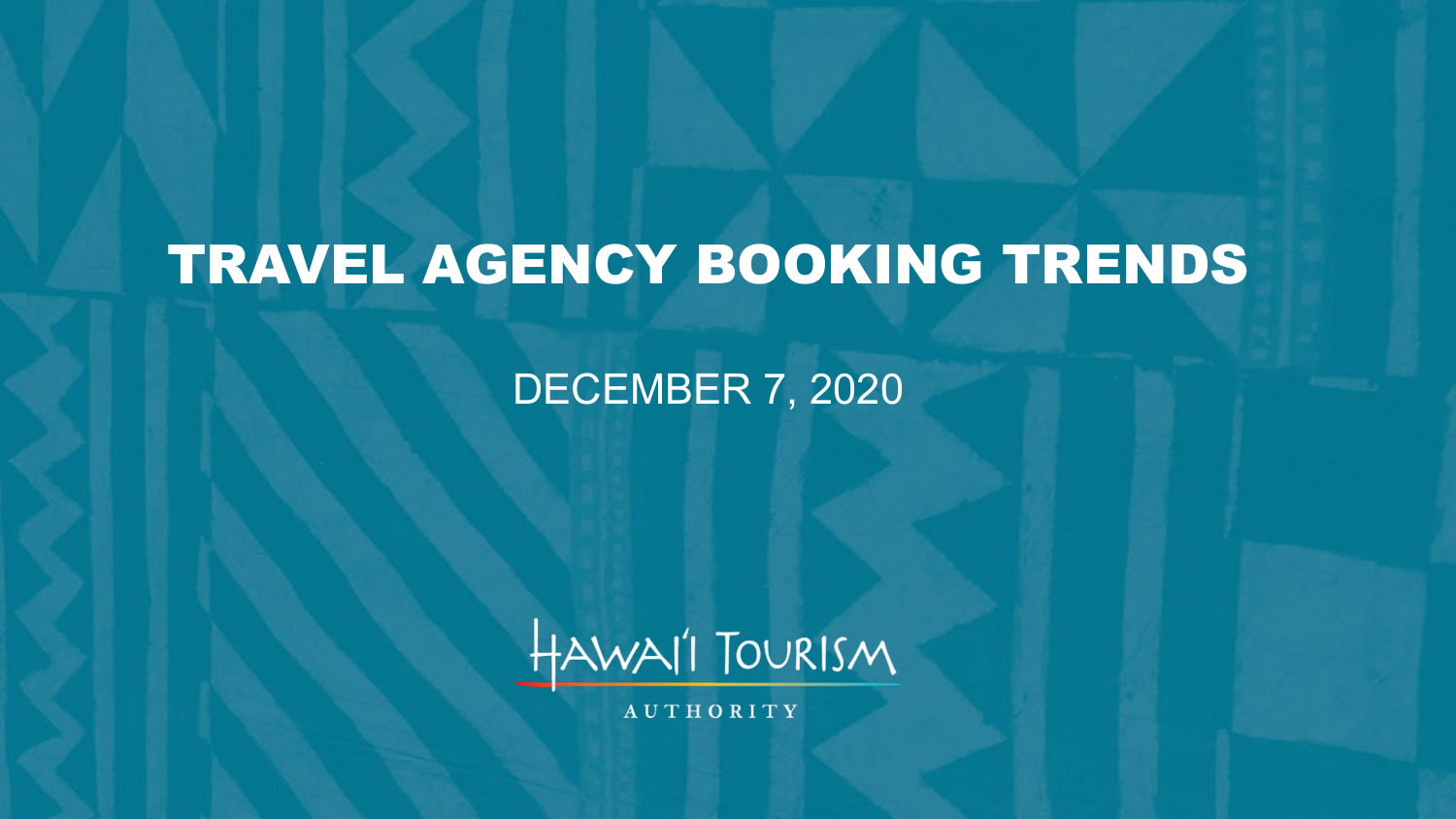# TRAVEL AGENCY BOOKING TRENDS

DECEMBER 7, 2020

HAWAI'I TOURISM

AUTHORITY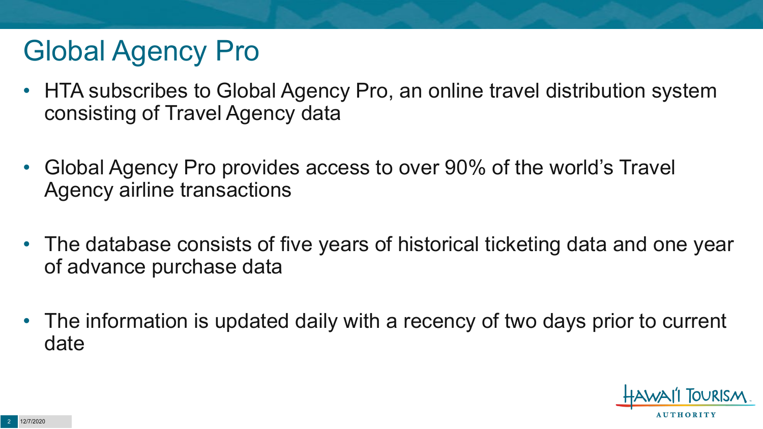# Global Agency Pro

- HTA subscribes to Global Agency Pro, an online travel distribution system consisting of Travel Agency data
- Global Agency Pro provides access to over 90% of the world's Travel Agency airline transactions
- The database consists of five years of historical ticketing data and one year of advance purchase data
- The information is updated daily with a recency of two days prior to current date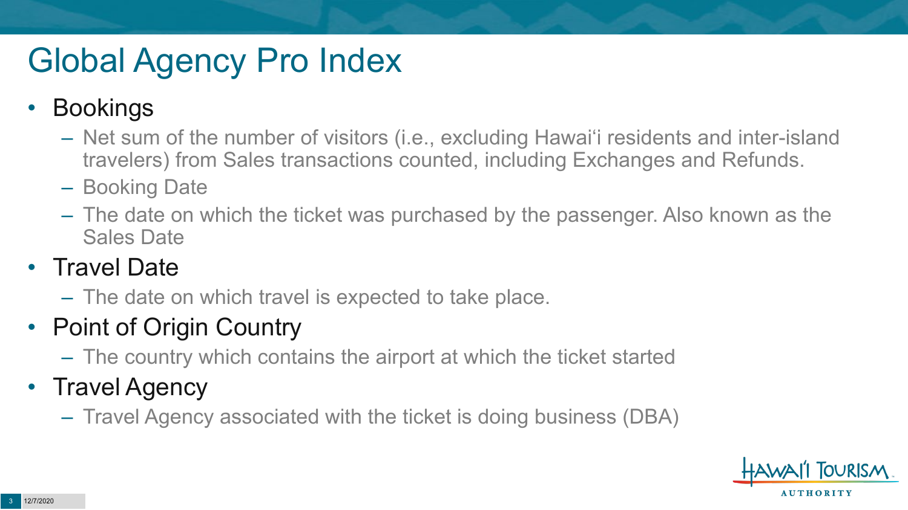# Global Agency Pro Index

- Bookings
  - Net sum of the number of visitors (i.e., excluding Hawai‘i residents and inter-island travelers) from Sales transactions counted, including Exchanges and Refunds.
  - Booking Date
  - The date on which the ticket was purchased by the passenger. Also known as the Sales Date
- Travel Date
  - The date on which travel is expected to take place.
- Point of Origin Country
  - The country which contains the airport at which the ticket started
- Travel Agency
  - Travel Agency associated with the ticket is doing business (DBA)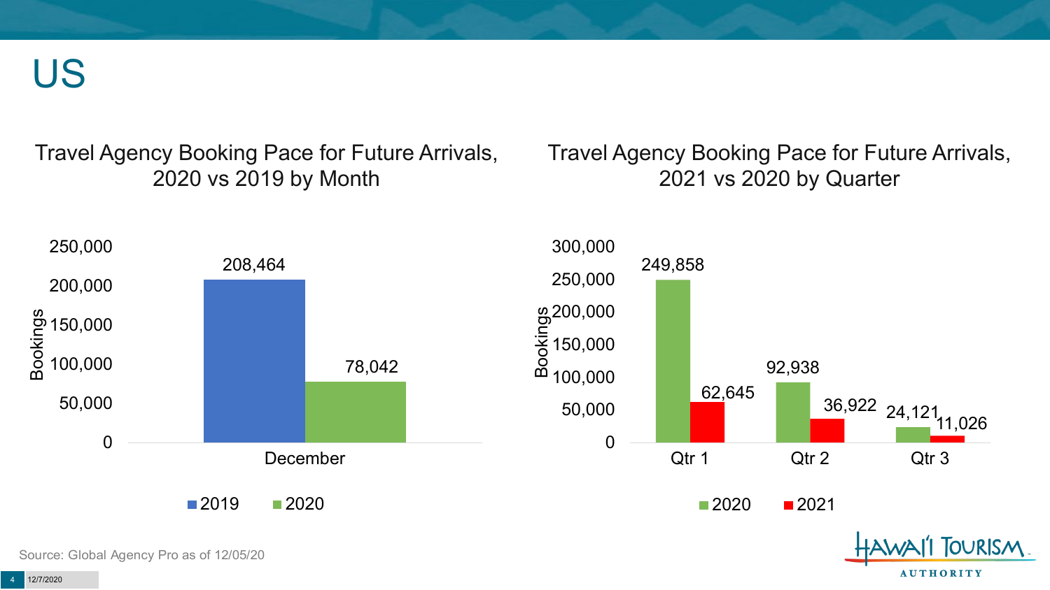# US

## Travel Agency Booking Pace for Future Arrivals, 2020 vs 2019 by Month

| Month | 2019 | 2020 |
| --- | --- | --- |
| December | 208,464 | 78,042 |

## Travel Agency Booking Pace for Future Arrivals, 2021 vs 2020 by Quarter

| Quarter | 2020 | 2021 |
| --- | --- | --- |
| Qtr 1 | 249,858 | 62,645 |
| Qtr 2 | 92,938 | 36,922 |
| Qtr 3 | 24,121 | 11,026 |

Source: Global Agency Pro as of 12/05/20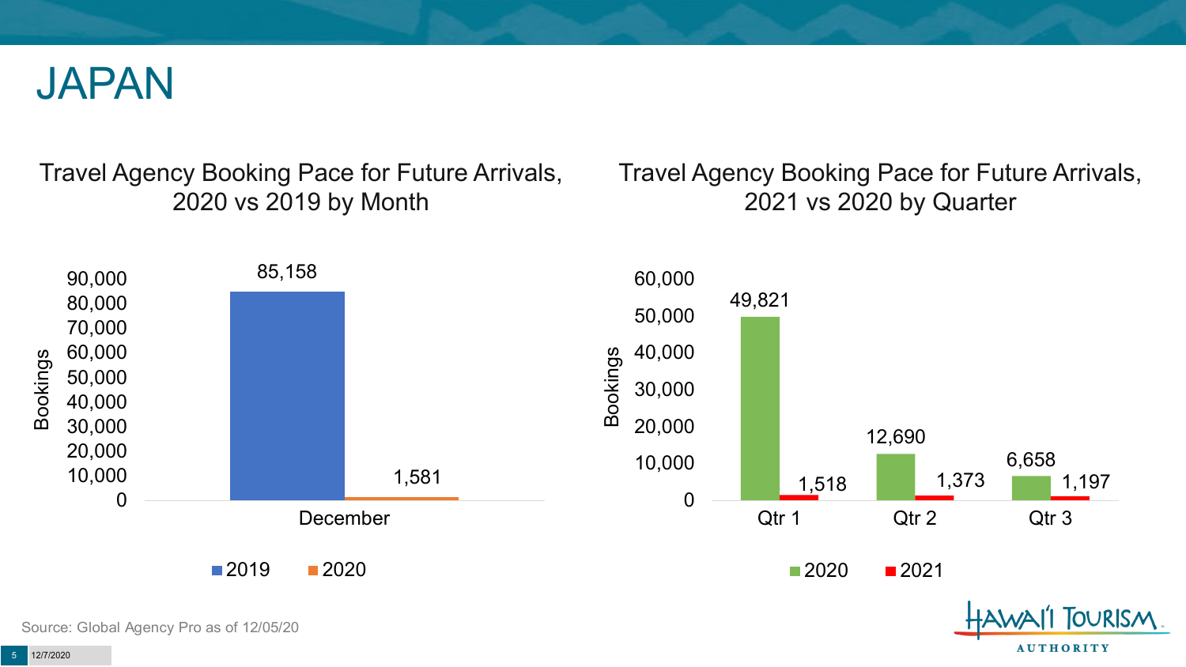# JAPAN

## Travel Agency Booking Pace for Future Arrivals, 2020 vs 2019 by Month

| Month | 2019 | 2020 |
|---|---|---|
| December | 85,158 | 1,581 |

## Travel Agency Booking Pace for Future Arrivals, 2021 vs 2020 by Quarter

| Quarter | 2020 | 2021 |
|---|---|---|
| Qtr 1 | 49,821 | 1,518 |
| Qtr 2 | 12,690 | 1,373 |
| Qtr 3 | 6,658 | 1,197 |

Source: Global Agency Pro as of 12/05/20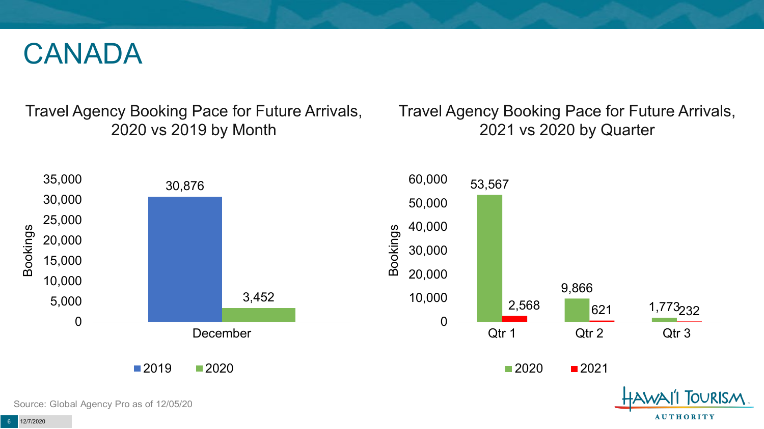# CANADA

## Travel Agency Booking Pace for Future Arrivals, 2020 vs 2019 by Month

| Month | 2019 | 2020 |
|---|---|---|
| December | 30,876 | 3,452 |

## Travel Agency Booking Pace for Future Arrivals, 2021 vs 2020 by Quarter

| Quarter | 2020 | 2021 |
|---|---|---|
| Qtr 1 | 53,567 | 2,568 |
| Qtr 2 | 9,866 | 621 |
| Qtr 3 | 1,773 | 232 |

Source: Global Agency Pro as of 12/05/20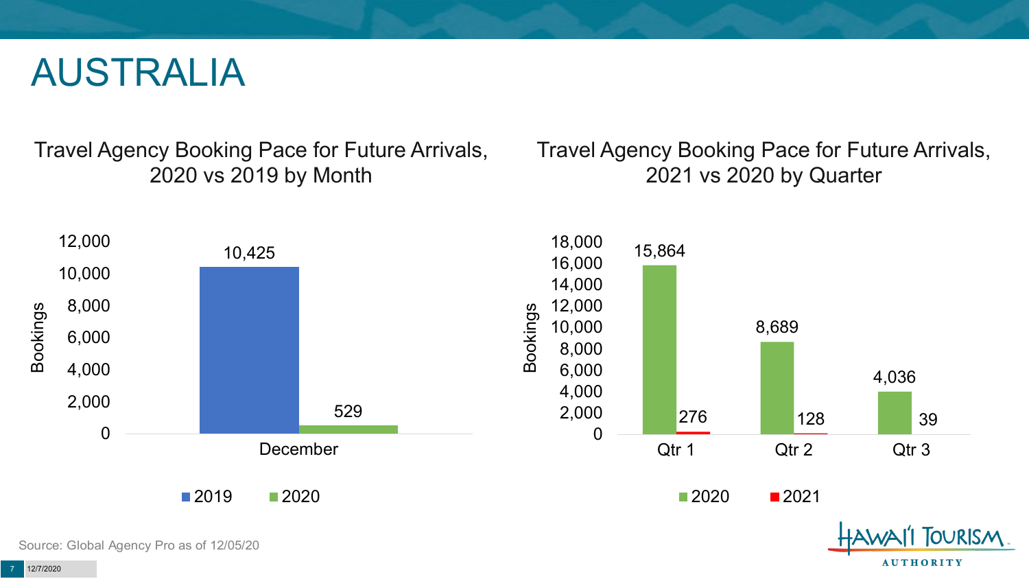# AUSTRALIA

## Travel Agency Booking Pace for Future Arrivals, 2020 vs 2019 by Month

| Month | 2019 | 2020 |
|---|---|---|
| December | 10,425 | 529 |

## Travel Agency Booking Pace for Future Arrivals, 2021 vs 2020 by Quarter

| Quarter | 2020 | 2021 |
|---|---|---|
| Qtr 1 | 15,864 | 276 |
| Qtr 2 | 8,689 | 128 |
| Qtr 3 | 4,036 | 39 |

Source: Global Agency Pro as of 12/05/20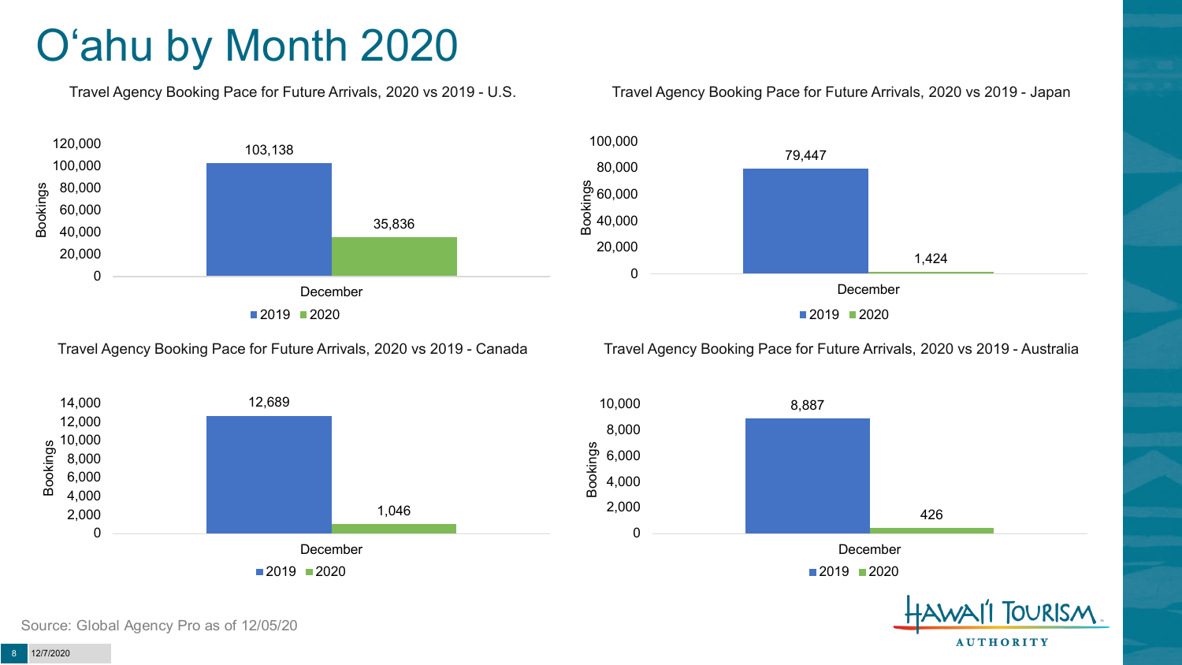# O‘ahu by Month 2020

**Travel Agency Booking Pace for Future Arrivals, 2020 vs 2019 - U.S.**

| Bookings | 2019 | 2020 |
| --- | --- | --- |
| December | 103,138 | 35,836 |

**Travel Agency Booking Pace for Future Arrivals, 2020 vs 2019 - Japan**

| Bookings | 2019 | 2020 |
| --- | --- | --- |
| December | 79,447 | 1,424 |

**Travel Agency Booking Pace for Future Arrivals, 2020 vs 2019 - Canada**

| Bookings | 2019 | 2020 |
| --- | --- | --- |
| December | 12,689 | 1,046 |

**Travel Agency Booking Pace for Future Arrivals, 2020 vs 2019 - Australia**

| Bookings | 2019 | 2020 |
| --- | --- | --- |
| December | 8,887 | 426 |

Source: Global Agency Pro as of 12/05/20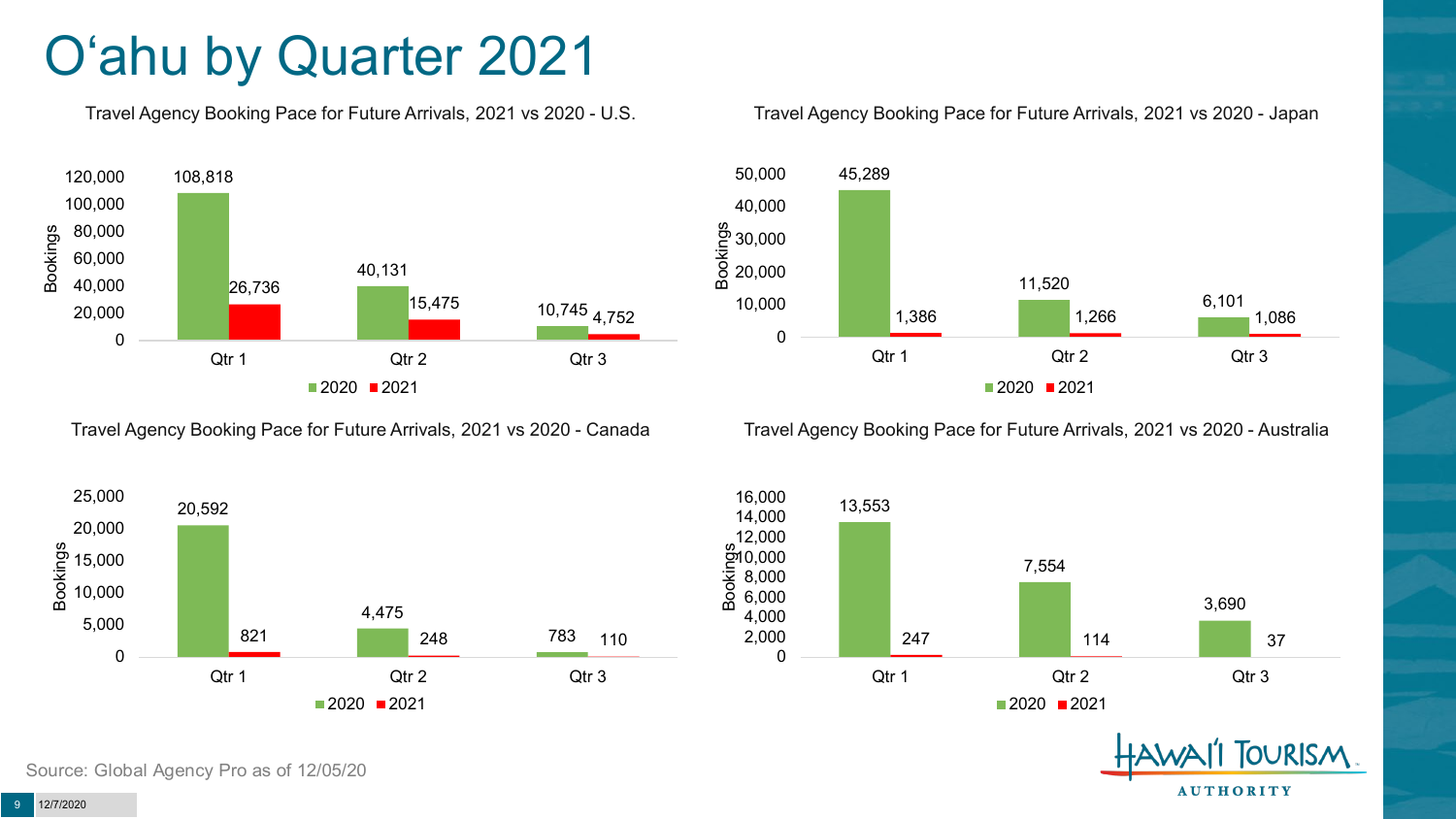# Oʻahu by Quarter 2021

Travel Agency Booking Pace for Future Arrivals, 2021 vs 2020 - U.S.

| | 2020 | 2021 |
|---|---|---|
| Qtr 1 | 108,818 | 26,736 |
| Qtr 2 | 40,131 | 15,475 |
| Qtr 3 | 10,745 | 4,752 |

Travel Agency Booking Pace for Future Arrivals, 2021 vs 2020 - Japan

| | 2020 | 2021 |
|---|---|---|
| Qtr 1 | 45,289 | 1,386 |
| Qtr 2 | 11,520 | 1,266 |
| Qtr 3 | 6,101 | 1,086 |

Travel Agency Booking Pace for Future Arrivals, 2021 vs 2020 - Canada

| | 2020 | 2021 |
|---|---|---|
| Qtr 1 | 20,592 | 821 |
| Qtr 2 | 4,475 | 248 |
| Qtr 3 | 783 | 110 |

Travel Agency Booking Pace for Future Arrivals, 2021 vs 2020 - Australia

| | 2020 | 2021 |
|---|---|---|
| Qtr 1 | 13,553 | 247 |
| Qtr 2 | 7,554 | 114 |
| Qtr 3 | 3,690 | 37 |

Source: Global Agency Pro as of 12/05/20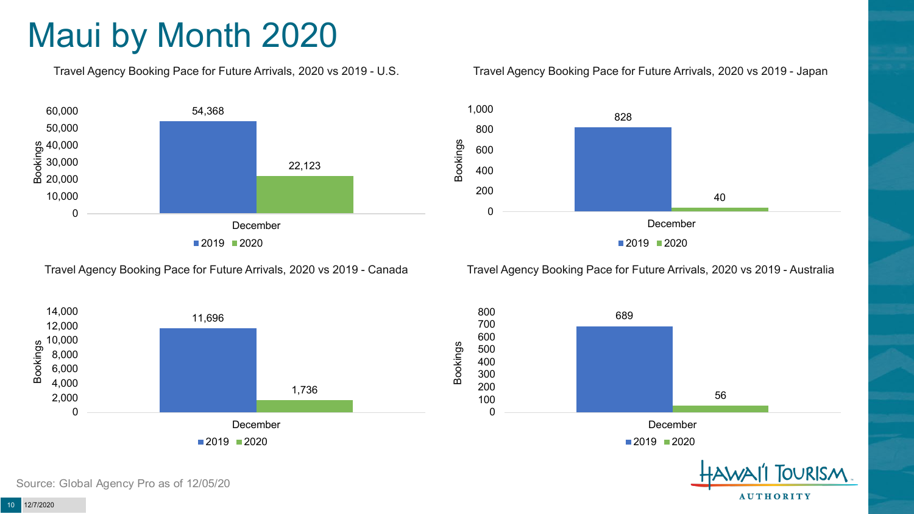# Maui by Month 2020

### Travel Agency Booking Pace for Future Arrivals, 2020 vs 2019 - U.S.

| | 2019 | 2020 |
|---|---|---|
| December | 54,368 | 22,123 |

### Travel Agency Booking Pace for Future Arrivals, 2020 vs 2019 - Japan

| | 2019 | 2020 |
|---|---|---|
| December | 828 | 40 |

### Travel Agency Booking Pace for Future Arrivals, 2020 vs 2019 - Canada

| | 2019 | 2020 |
|---|---|---|
| December | 11,696 | 1,736 |

### Travel Agency Booking Pace for Future Arrivals, 2020 vs 2019 - Australia

| | 2019 | 2020 |
|---|---|---|
| December | 689 | 56 |

Source: Global Agency Pro as of 12/05/20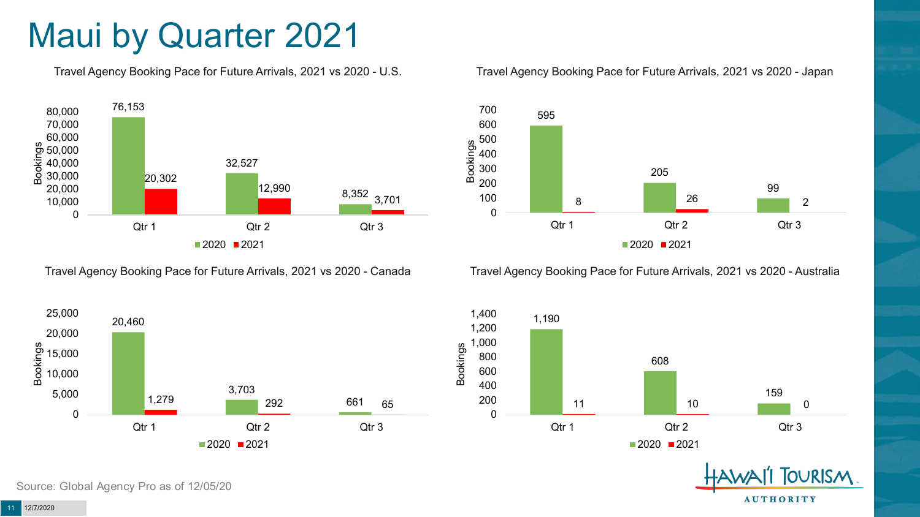# Maui by Quarter 2021

Travel Agency Booking Pace for Future Arrivals, 2021 vs 2020 - U.S.

| | 2020 | 2021 |
|---|---|---|
| Qtr 1 | 76,153 | 20,302 |
| Qtr 2 | 32,527 | 12,990 |
| Qtr 3 | 8,352 | 3,701 |

Travel Agency Booking Pace for Future Arrivals, 2021 vs 2020 - Japan

| | 2020 | 2021 |
|---|---|---|
| Qtr 1 | 595 | 8 |
| Qtr 2 | 205 | 26 |
| Qtr 3 | 99 | 2 |

Travel Agency Booking Pace for Future Arrivals, 2021 vs 2020 - Canada

| | 2020 | 2021 |
|---|---|---|
| Qtr 1 | 20,460 | 1,279 |
| Qtr 2 | 3,703 | 292 |
| Qtr 3 | 661 | 65 |

Travel Agency Booking Pace for Future Arrivals, 2021 vs 2020 - Australia

| | 2020 | 2021 |
|---|---|---|
| Qtr 1 | 1,190 | 11 |
| Qtr 2 | 608 | 10 |
| Qtr 3 | 159 | 0 |

Source: Global Agency Pro as of 12/05/20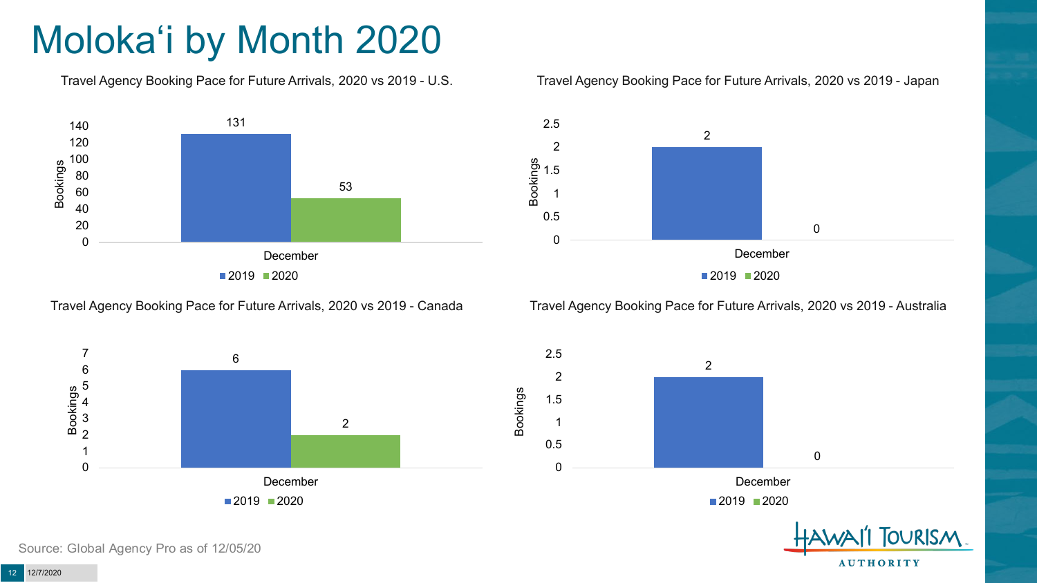# Moloka'i by Month 2020

### Travel Agency Booking Pace for Future Arrivals, 2020 vs 2019 - U.S.

| | 2019 | 2020 |
|---|---|---|
| December | 131 | 53 |

### Travel Agency Booking Pace for Future Arrivals, 2020 vs 2019 - Japan

| | 2019 | 2020 |
|---|---|---|
| December | 2 | 0 |

### Travel Agency Booking Pace for Future Arrivals, 2020 vs 2019 - Canada

| | 2019 | 2020 |
|---|---|---|
| December | 6 | 2 |

### Travel Agency Booking Pace for Future Arrivals, 2020 vs 2019 - Australia

| | 2019 | 2020 |
|---|---|---|
| December | 2 | 0 |

Source: Global Agency Pro as of 12/05/20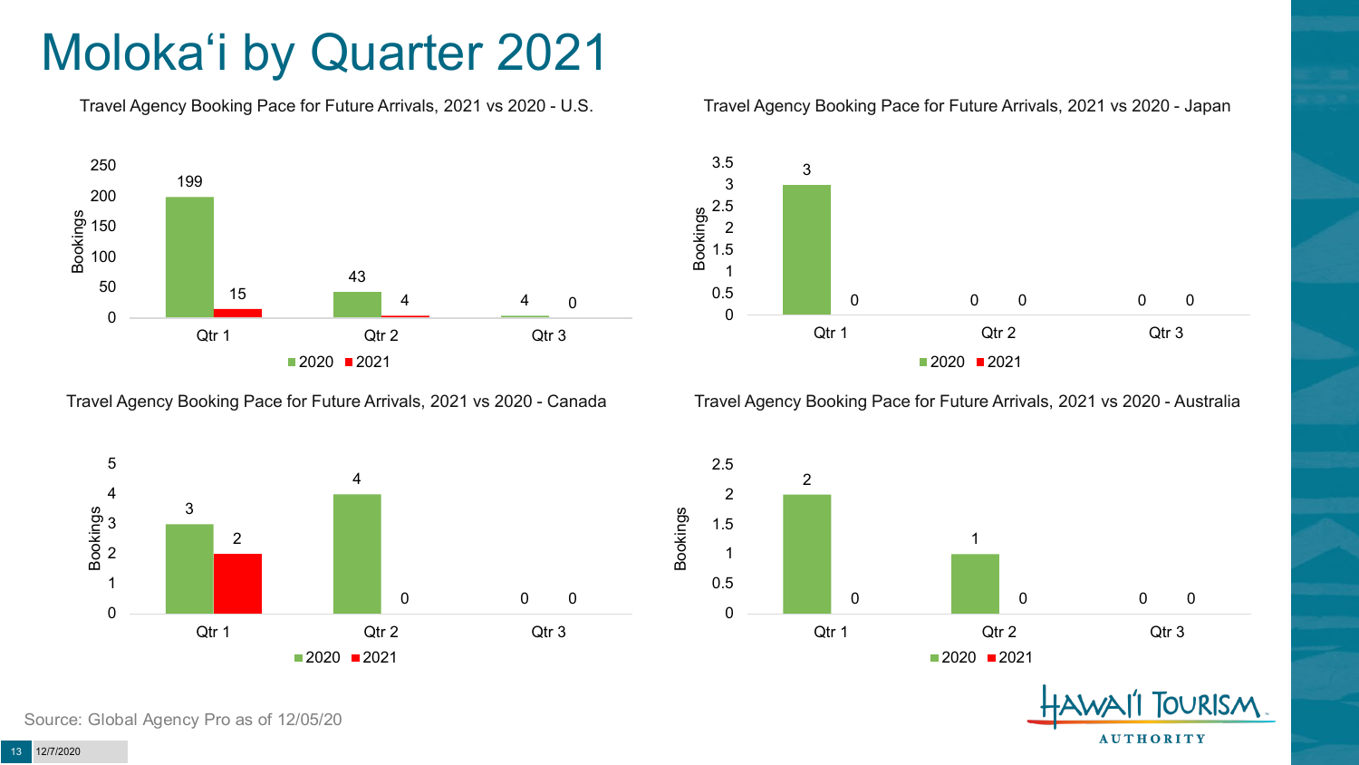# Moloka'i by Quarter 2021

Travel Agency Booking Pace for Future Arrivals, 2021 vs 2020 - U.S.

| | 2020 | 2021 |
|---|---|---|
| Qtr 1 | 199 | 15 |
| Qtr 2 | 43 | 4 |
| Qtr 3 | 4 | 0 |

Travel Agency Booking Pace for Future Arrivals, 2021 vs 2020 - Japan

| | 2020 | 2021 |
|---|---|---|
| Qtr 1 | 3 | 0 |
| Qtr 2 | 0 | 0 |
| Qtr 3 | 0 | 0 |

Travel Agency Booking Pace for Future Arrivals, 2021 vs 2020 - Canada

| | 2020 | 2021 |
|---|---|---|
| Qtr 1 | 3 | 2 |
| Qtr 2 | 4 | 0 |
| Qtr 3 | 0 | 0 |

Travel Agency Booking Pace for Future Arrivals, 2021 vs 2020 - Australia

| | 2020 | 2021 |
|---|---|---|
| Qtr 1 | 2 | 0 |
| Qtr 2 | 1 | 0 |
| Qtr 3 | 0 | 0 |

Source: Global Agency Pro as of 12/05/20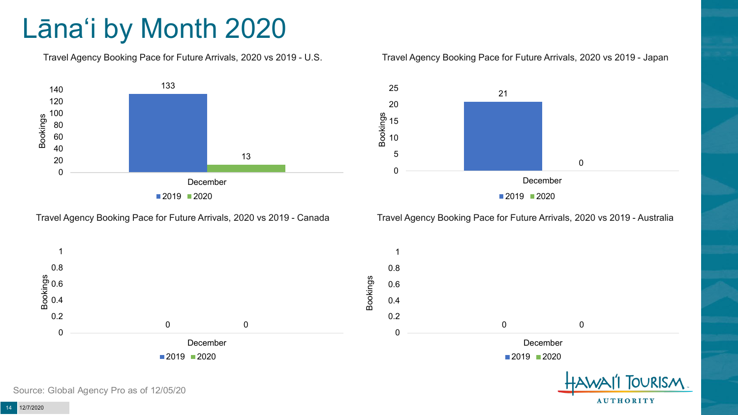# Lānaʻi by Month 2020

### Travel Agency Booking Pace for Future Arrivals, 2020 vs 2019 - U.S.

| | 2019 | 2020 |
|---|---|---|
| December | 133 | 13 |

### Travel Agency Booking Pace for Future Arrivals, 2020 vs 2019 - Japan

| | 2019 | 2020 |
|---|---|---|
| December | 21 | 0 |

### Travel Agency Booking Pace for Future Arrivals, 2020 vs 2019 - Canada

| | 2019 | 2020 |
|---|---|---|
| December | 0 | 0 |

### Travel Agency Booking Pace for Future Arrivals, 2020 vs 2019 - Australia

| | 2019 | 2020 |
|---|---|---|
| December | 0 | 0 |

Source: Global Agency Pro as of 12/05/20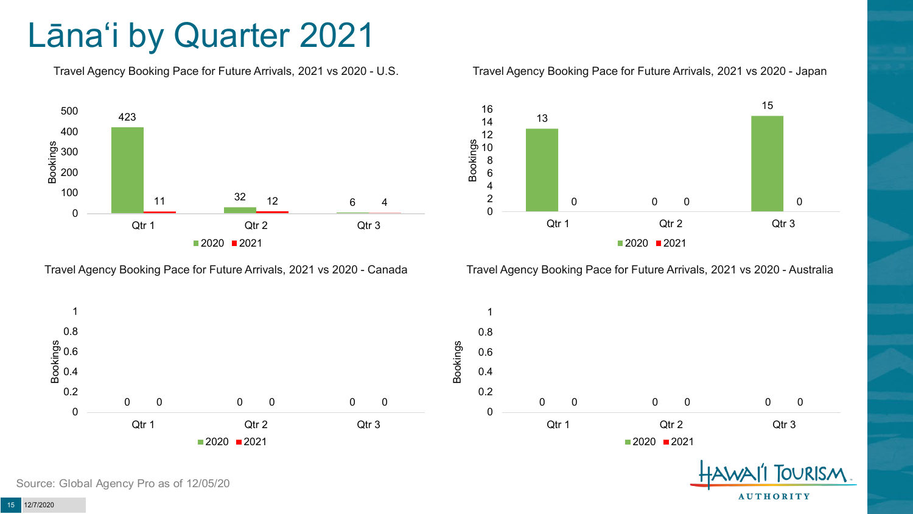# Lānaʻi by Quarter 2021

### Travel Agency Booking Pace for Future Arrivals, 2021 vs 2020 - U.S.

| Quarter | 2020 | 2021 |
|---|---|---|
| Qtr 1 | 423 | 11 |
| Qtr 2 | 32 | 12 |
| Qtr 3 | 6 | 4 |

### Travel Agency Booking Pace for Future Arrivals, 2021 vs 2020 - Japan

| Quarter | 2020 | 2021 |
|---|---|---|
| Qtr 1 | 13 | 0 |
| Qtr 2 | 0 | 0 |
| Qtr 3 | 15 | 0 |

### Travel Agency Booking Pace for Future Arrivals, 2021 vs 2020 - Canada

| Quarter | 2020 | 2021 |
|---|---|---|
| Qtr 1 | 0 | 0 |
| Qtr 2 | 0 | 0 |
| Qtr 3 | 0 | 0 |

### Travel Agency Booking Pace for Future Arrivals, 2021 vs 2020 - Australia

| Quarter | 2020 | 2021 |
|---|---|---|
| Qtr 1 | 0 | 0 |
| Qtr 2 | 0 | 0 |
| Qtr 3 | 0 | 0 |

Source: Global Agency Pro as of 12/05/20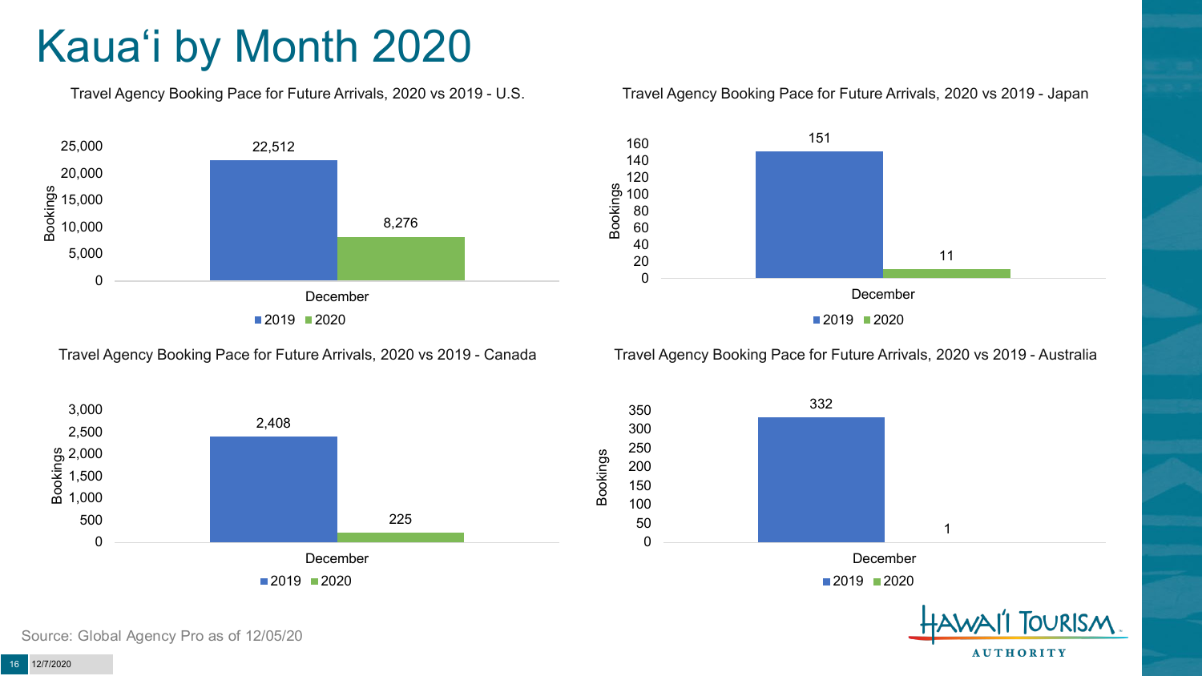# Kaua'i by Month 2020

### Travel Agency Booking Pace for Future Arrivals, 2020 vs 2019 - U.S.

| Month | 2019 | 2020 |
|---|---|---|
| December | 22,512 | 8,276 |

### Travel Agency Booking Pace for Future Arrivals, 2020 vs 2019 - Japan

| Month | 2019 | 2020 |
|---|---|---|
| December | 151 | 11 |

### Travel Agency Booking Pace for Future Arrivals, 2020 vs 2019 - Canada

| Month | 2019 | 2020 |
|---|---|---|
| December | 2,408 | 225 |

### Travel Agency Booking Pace for Future Arrivals, 2020 vs 2019 - Australia

| Month | 2019 | 2020 |
|---|---|---|
| December | 332 | 1 |

Source: Global Agency Pro as of 12/05/20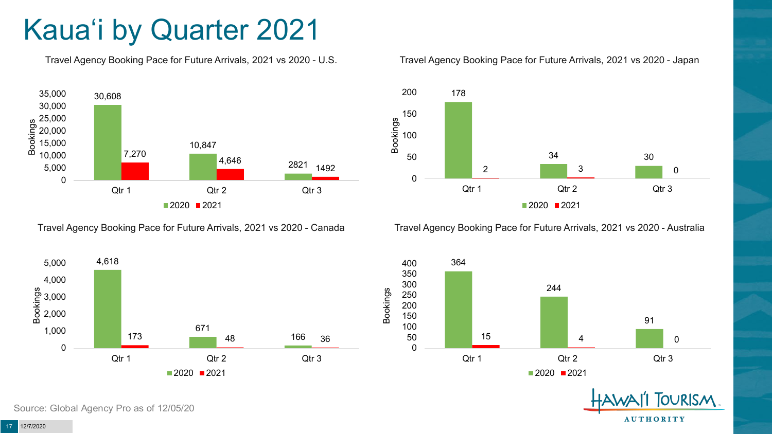# Kauaʻi by Quarter 2021

Travel Agency Booking Pace for Future Arrivals, 2021 vs 2020 - U.S.

| | 2020 | 2021 |
|---|---|---|
| Qtr 1 | 30,608 | 7,270 |
| Qtr 2 | 10,847 | 4,646 |
| Qtr 3 | 2821 | 1492 |

Travel Agency Booking Pace for Future Arrivals, 2021 vs 2020 - Japan

| | 2020 | 2021 |
|---|---|---|
| Qtr 1 | 178 | 2 |
| Qtr 2 | 34 | 3 |
| Qtr 3 | 30 | 0 |

Travel Agency Booking Pace for Future Arrivals, 2021 vs 2020 - Canada

| | 2020 | 2021 |
|---|---|---|
| Qtr 1 | 4,618 | 173 |
| Qtr 2 | 671 | 48 |
| Qtr 3 | 166 | 36 |

Travel Agency Booking Pace for Future Arrivals, 2021 vs 2020 - Australia

| | 2020 | 2021 |
|---|---|---|
| Qtr 1 | 364 | 15 |
| Qtr 2 | 244 | 4 |
| Qtr 3 | 91 | 0 |

Source: Global Agency Pro as of 12/05/20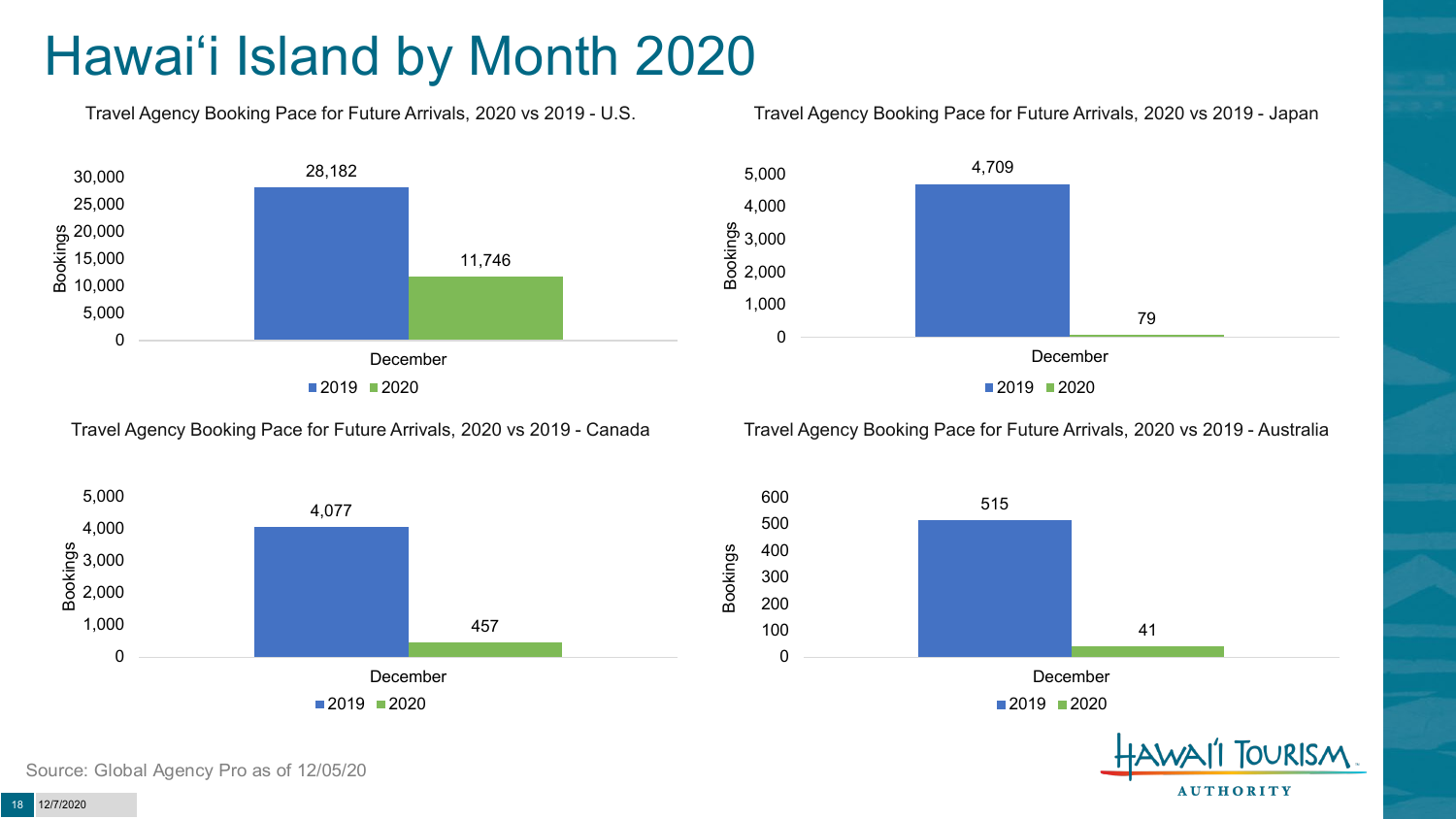# Hawai'i Island by Month 2020

**Travel Agency Booking Pace for Future Arrivals, 2020 vs 2019 - U.S.**

| Month | 2019 | 2020 |
| --- | --- | --- |
| December | 28,182 | 11,746 |

**Travel Agency Booking Pace for Future Arrivals, 2020 vs 2019 - Japan**

| Month | 2019 | 2020 |
| --- | --- | --- |
| December | 4,709 | 79 |

**Travel Agency Booking Pace for Future Arrivals, 2020 vs 2019 - Canada**

| Month | 2019 | 2020 |
| --- | --- | --- |
| December | 4,077 | 457 |

**Travel Agency Booking Pace for Future Arrivals, 2020 vs 2019 - Australia**

| Month | 2019 | 2020 |
| --- | --- | --- |
| December | 515 | 41 |

Source: Global Agency Pro as of 12/05/20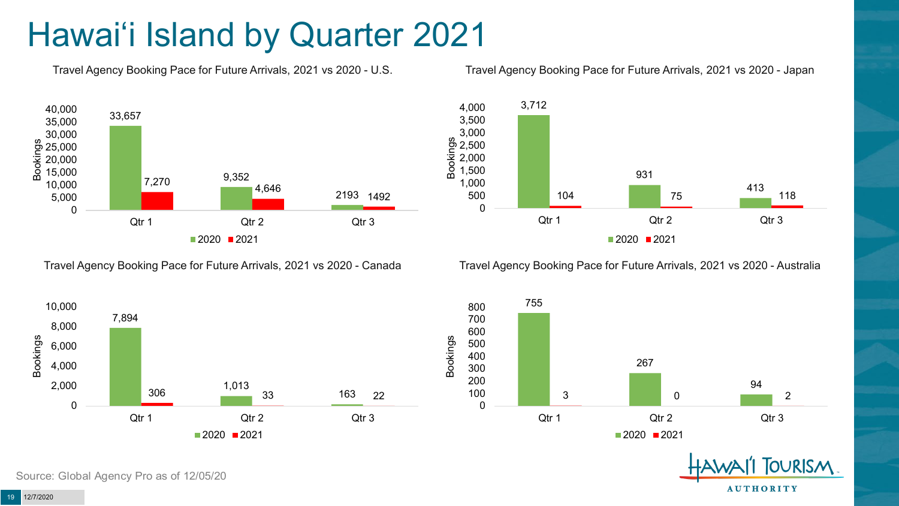# Hawai'i Island by Quarter 2021

Travel Agency Booking Pace for Future Arrivals, 2021 vs 2020 - U.S.

Bookings

40,000
35,000
30,000
25,000
20,000
15,000
10,000
5,000
0

Qtr 1: 33,657 | 7,270
Qtr 2: 9,352 | 4,646
Qtr 3: 2193 | 1492

2020 2021

Travel Agency Booking Pace for Future Arrivals, 2021 vs 2020 - Japan

Bookings

4,000
3,500
3,000
2,500
2,000
1,500
1,000
500
0

Qtr 1: 3,712 | 104
Qtr 2: 931 | 75
Qtr 3: 413 | 118

2020 2021

Travel Agency Booking Pace for Future Arrivals, 2021 vs 2020 - Canada

Bookings

10,000
8,000
6,000
4,000
2,000
0

Qtr 1: 7,894 | 306
Qtr 2: 1,013 | 33
Qtr 3: 163 | 22

2020 2021

Travel Agency Booking Pace for Future Arrivals, 2021 vs 2020 - Australia

Bookings

800
700
600
500
400
300
200
100
0

Qtr 1: 755 | 3
Qtr 2: 267 | 0
Qtr 3: 94 | 2

2020 2021

Source: Global Agency Pro as of 12/05/20

HAWAI'I TOURISM AUTHORITY

12/7/2020